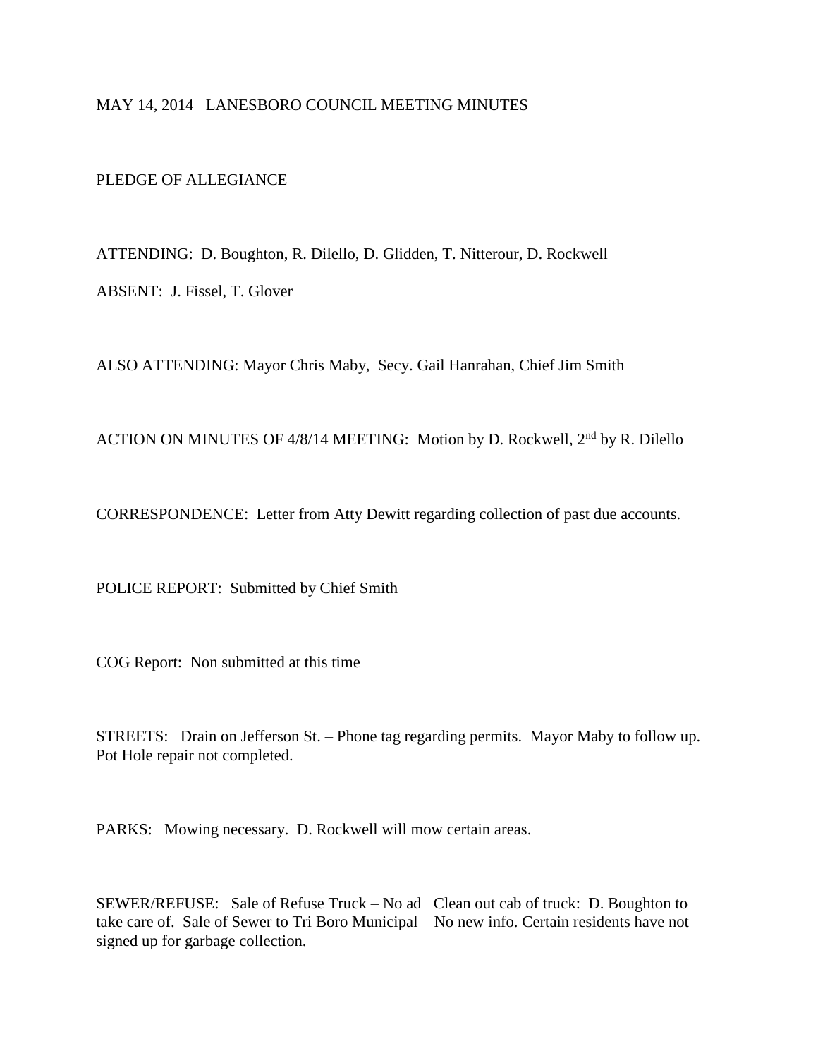# MAY 14, 2014 LANESBORO COUNCIL MEETING MINUTES

PLEDGE OF ALLEGIANCE

ATTENDING: D. Boughton, R. Dilello, D. Glidden, T. Nitterour, D. Rockwell

ABSENT: J. Fissel, T. Glover

ALSO ATTENDING: Mayor Chris Maby, Secy. Gail Hanrahan, Chief Jim Smith

ACTION ON MINUTES OF 4/8/14 MEETING: Motion by D. Rockwell, 2nd by R. Dilello

CORRESPONDENCE: Letter from Atty Dewitt regarding collection of past due accounts.

POLICE REPORT: Submitted by Chief Smith

COG Report: Non submitted at this time

STREETS: Drain on Jefferson St. – Phone tag regarding permits. Mayor Maby to follow up. Pot Hole repair not completed.

PARKS: Mowing necessary. D. Rockwell will mow certain areas.

SEWER/REFUSE: Sale of Refuse Truck – No ad Clean out cab of truck: D. Boughton to take care of. Sale of Sewer to Tri Boro Municipal – No new info. Certain residents have not signed up for garbage collection.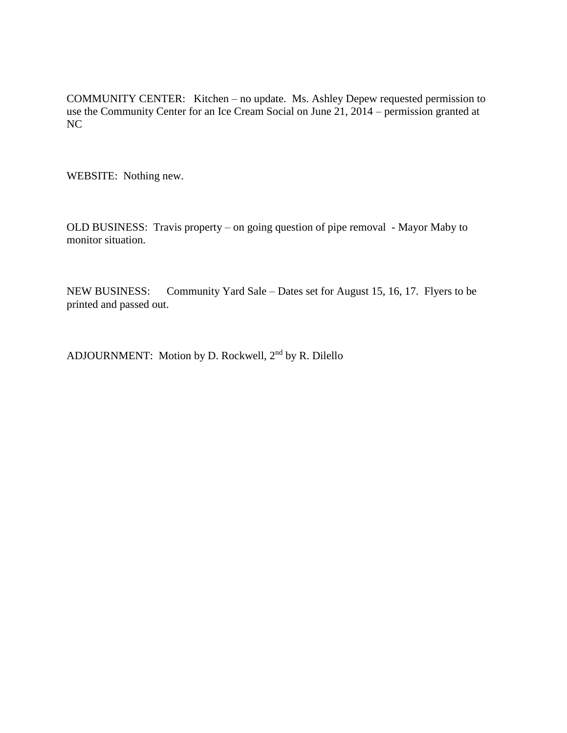COMMUNITY CENTER: Kitchen – no update. Ms. Ashley Depew requested permission to use the Community Center for an Ice Cream Social on June 21, 2014 – permission granted at NC

WEBSITE: Nothing new.

OLD BUSINESS: Travis property – on going question of pipe removal - Mayor Maby to monitor situation.

NEW BUSINESS: Community Yard Sale – Dates set for August 15, 16, 17. Flyers to be printed and passed out.

ADJOURNMENT: Motion by D. Rockwell, 2nd by R. Dilello